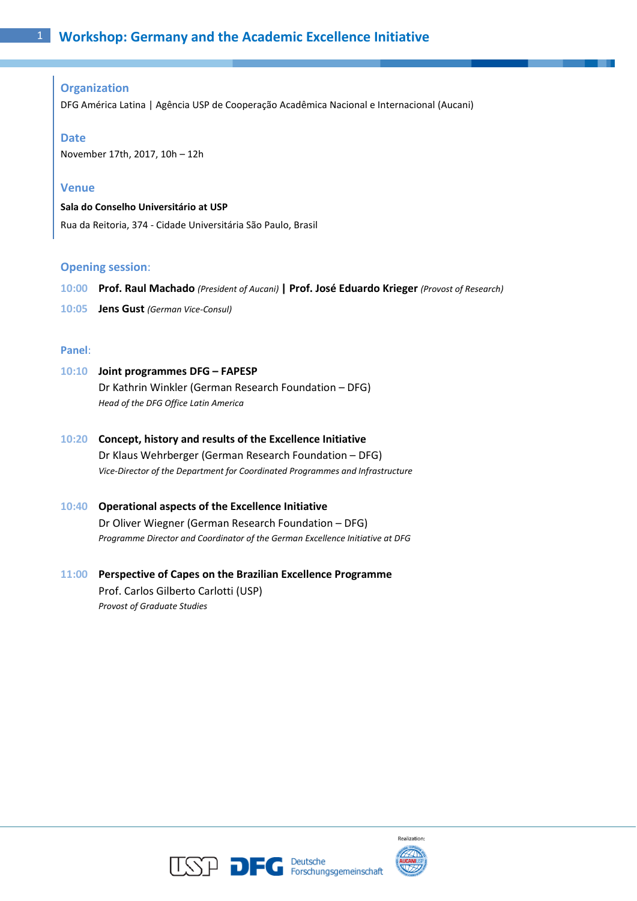# Workshop: Germany and the Academic Excellence Initiative

## Organization

DFG América Latina | Agência USP de Cooperação Acadêmica Nacional e Internacional (Aucani)

## Date

November 17th, 2017, 10h – 12h

## Venue

**Sala do Conselho Universitário at USP**

Rua da Reitoria, 374 - Cidade Universitária São Paulo, Brasil

## Opening session:

10:00 **Prof. Raul Machado** *(President of Aucani)* **| Prof. José Eduardo Krieger** *(Provost of Research)*

10:05 **Jens Gust** *(German Vice-Consul)*

## Panel:

10:10 **Joint programmes DFG – FAPESP**
Dr Kathrin Winkler (German Research Foundation – DFG)
*Head of the DFG Office Latin America*

10:20 **Concept, history and results of the Excellence Initiative**
Dr Klaus Wehrberger (German Research Foundation – DFG)
*Vice-Director of the Department for Coordinated Programmes and Infrastructure*

10:40 **Operational aspects of the Excellence Initiative**
Dr Oliver Wiegner (German Research Foundation – DFG)
*Programme Director and Coordinator of the German Excellence Initiative at DFG*

11:00 **Perspective of Capes on the Brazilian Excellence Programme**
Prof. Carlos Gilberto Carlotti (USP)
*Provost of Graduate Studies*

USP DFG Deutsche Forschungsgemeinschaft

Realization: AUCANI USP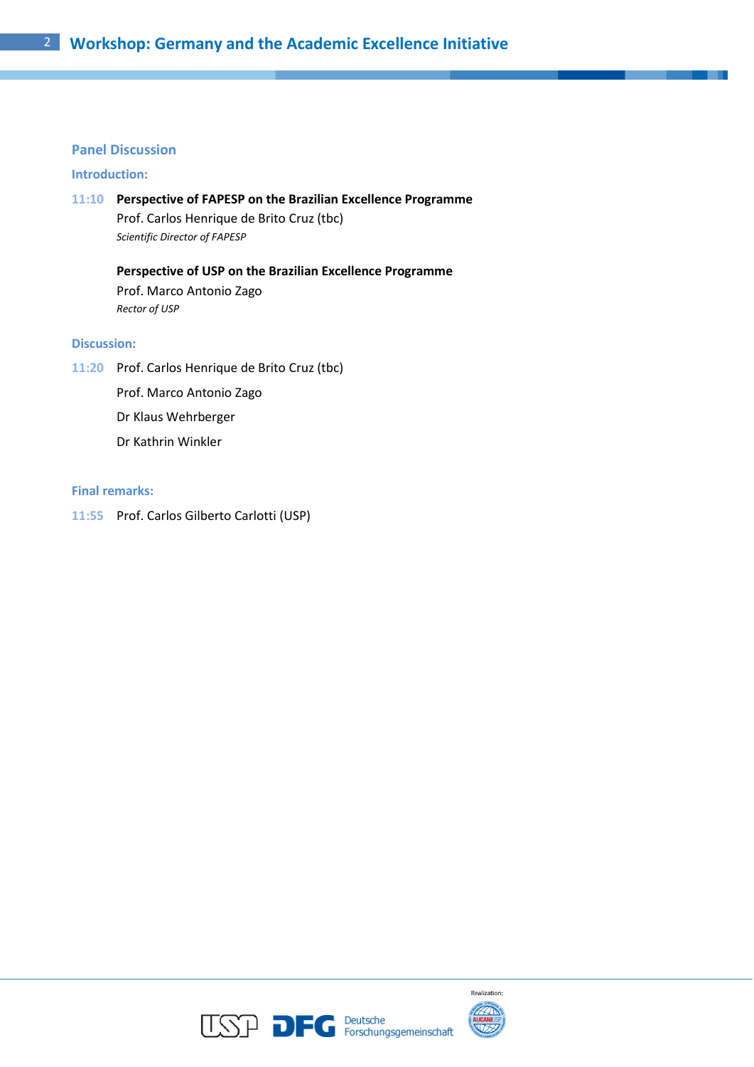## Panel Discussion

### Introduction:

11:10 **Perspective of FAPESP on the Brazilian Excellence Programme**
Prof. Carlos Henrique de Brito Cruz (tbc)
*Scientific Director of FAPESP*

**Perspective of USP on the Brazilian Excellence Programme**
Prof. Marco Antonio Zago
*Rector of USP*

### Discussion:

11:20 Prof. Carlos Henrique de Brito Cruz (tbc)

Prof. Marco Antonio Zago

Dr Klaus Wehrberger

Dr Kathrin Winkler

### Final remarks:

11:55 Prof. Carlos Gilberto Carlotti (USP)